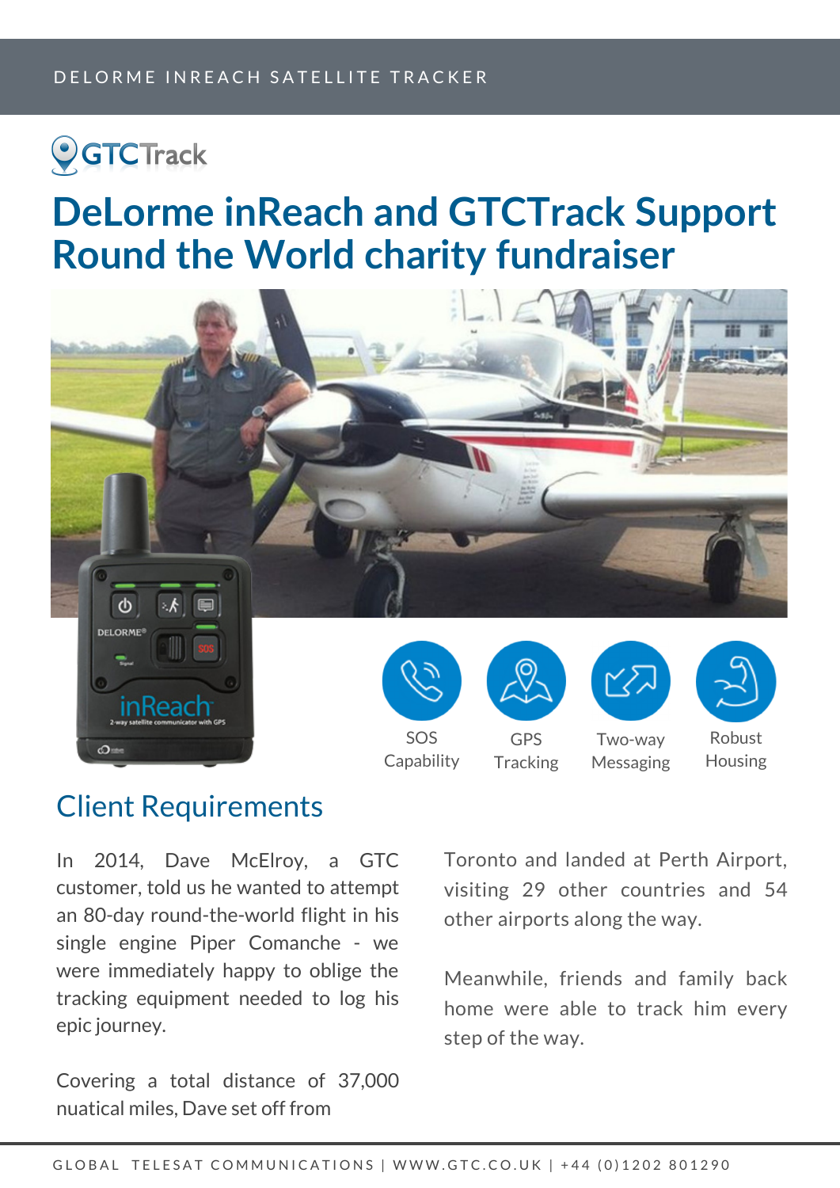DELORME INREACH SATELLITE TRACKER

GTCTrack

# DeLorme inReach and GTCTrack Support Round the World charity fundraiser

SOS Capability

GPS Tracking

Two-way Messaging

Robust Housing

## Client Requirements

In 2014, Dave McElroy, a GTC customer, told us he wanted to attempt an 80-day round-the-world flight in his single engine Piper Comanche - we were immediately happy to oblige the tracking equipment needed to log his epic journey.

Covering a total distance of 37,000 nuatical miles, Dave set off from Toronto and landed at Perth Airport, visiting 29 other countries and 54 other airports along the way.

Meanwhile, friends and family back home were able to track him every step of the way.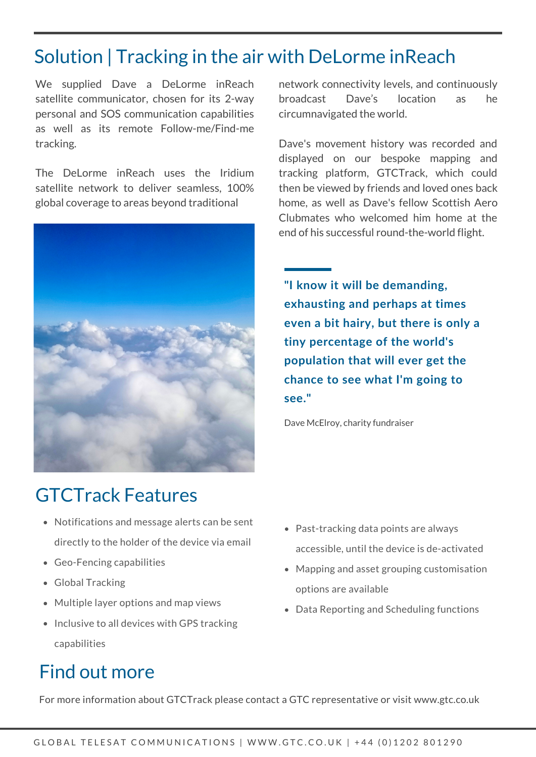## Solution | Tracking in the air with DeLorme inReach

We supplied Dave a DeLorme inReach satellite communicator, chosen for its 2-way personal and SOS communication capabilities as well as its remote Follow-me/Find-me tracking.

The DeLorme inReach uses the Iridium satellite network to deliver seamless, 100% global coverage to areas beyond traditional network connectivity levels, and continuously broadcast Dave's location as he circumnavigated the world.

Dave's movement history was recorded and displayed on our bespoke mapping and tracking platform, GTCTrack, which could then be viewed by friends and loved ones back home, as well as Dave's fellow Scottish Aero Clubmates who welcomed him home at the end of his successful round-the-world flight.

> **"I know it will be demanding, exhausting and perhaps at times even a bit hairy, but there is only a tiny percentage of the world's population that will ever get the chance to see what I'm going to see."**
>
> Dave McElroy, charity fundraiser

## GTCTrack Features

- Notifications and message alerts can be sent directly to the holder of the device via email
- Geo-Fencing capabilities
- Global Tracking
- Multiple layer options and map views
- Inclusive to all devices with GPS tracking capabilities
- Past-tracking data points are always accessible, until the device is de-activated
- Mapping and asset grouping customisation options are available
- Data Reporting and Scheduling functions

## Find out more

For more information about GTCTrack please contact a GTC representative or visit www.gtc.co.uk

GLOBAL TELESAT COMMUNICATIONS | WWW.GTC.CO.UK | +44 (0)1202 801290